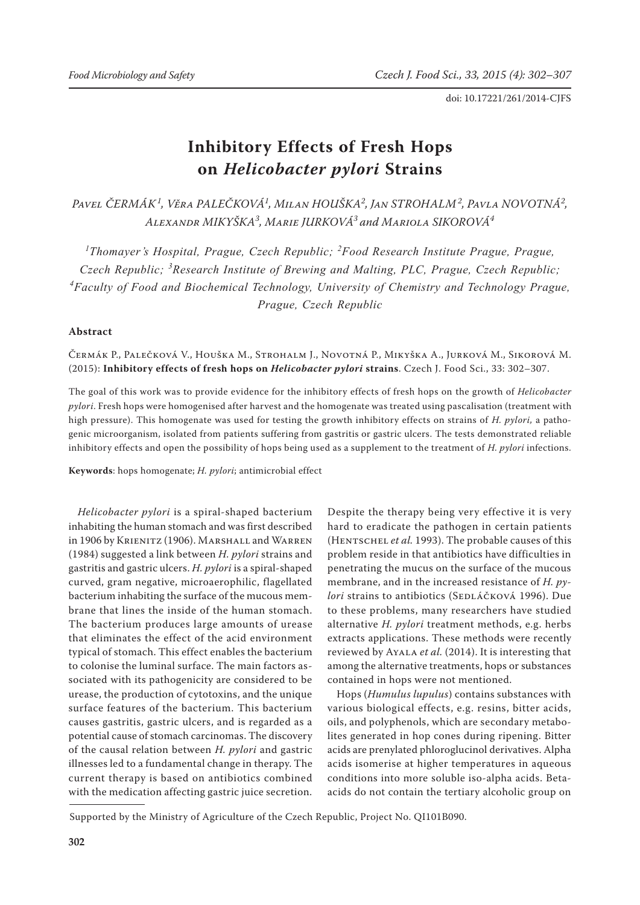# Inhibitory Effects of Fresh Hops on *Helicobacter pylori* Strains

*Pavel ČERMÁK[1], Věra PALEČKOVÁ[1], Milan HOUŠKA[2], Jan STROHALM[2], Pavla NOVOTNÁ[2], Alexandr MIKYŠKA[3], Marie JURKOVÁ[3] and Mariola SIKOROVÁ[4]*

*[1]Thomayer's Hospital, Prague, Czech Republic; [2]Food Research Institute Prague, Prague, Czech Republic; [3]Research Institute of Brewing and Malting, PLC, Prague, Czech Republic; [4]Faculty of Food and Biochemical Technology, University of Chemistry and Technology Prague, Prague, Czech Republic*

### Abstract

Čermák P., Palečková V., Houška M., Strohalm J., Novotná P., Mikyška A., Jurková M., Sikorová M. (2015): **Inhibitory effects of fresh hops on *Helicobacter pylori* strains**. Czech J. Food Sci., 33: 302–307.

The goal of this work was to provide evidence for the inhibitory effects of fresh hops on the growth of *Helicobacter pylori*. Fresh hops were homogenised after harvest and the homogenate was treated using pascalisation (treatment with high pressure). This homogenate was used for testing the growth inhibitory effects on strains of *H. pylori,* a pathogenic microorganism, isolated from patients suffering from gastritis or gastric ulcers. The tests demonstrated reliable inhibitory effects and open the possibility of hops being used as a supplement to the treatment of *H. pylori* infections.

**Keywords**: hops homogenate; *H. pylori*; antimicrobial effect

*Helicobacter pylori* is a spiral-shaped bacterium inhabiting the human stomach and was first described in 1906 by Krienitz (1906). Marshall and Warren (1984) suggested a link between *H. pylori* strains and gastritis and gastric ulcers. *H. pylori* is a spiral-shaped curved, gram negative, microaerophilic, flagellated bacterium inhabiting the surface of the mucous membrane that lines the inside of the human stomach. The bacterium produces large amounts of urease that eliminates the effect of the acid environment typical of stomach. This effect enables the bacterium to colonise the luminal surface. The main factors associated with its pathogenicity are considered to be urease, the production of cytotoxins, and the unique surface features of the bacterium. This bacterium causes gastritis, gastric ulcers, and is regarded as a potential cause of stomach carcinomas. The discovery of the causal relation between *H. pylori* and gastric illnesses led to a fundamental change in therapy. The current therapy is based on antibiotics combined with the medication affecting gastric juice secretion. Despite the therapy being very effective it is very hard to eradicate the pathogen in certain patients (Hentschel *et al.* 1993). The probable causes of this problem reside in that antibiotics have difficulties in penetrating the mucus on the surface of the mucous membrane, and in the increased resistance of *H. pylori* strains to antibiotics (Sedláčková 1996). Due to these problems, many researchers have studied alternative *H. pylori* treatment methods, e.g. herbs extracts applications. These methods were recently reviewed by Ayala *et al.* (2014). It is interesting that among the alternative treatments, hops or substances contained in hops were not mentioned.

Hops (*Humulus lupulus*) contains substances with various biological effects, e.g. resins, bitter acids, oils, and polyphenols, which are secondary metabolites generated in hop cones during ripening. Bitter acids are prenylated phloroglucinol derivatives. Alpha acids isomerise at higher temperatures in aqueous conditions into more soluble iso-alpha acids. Beta-acids do not contain the tertiary alcoholic group on

Supported by the Ministry of Agriculture of the Czech Republic, Project No. QI101B090.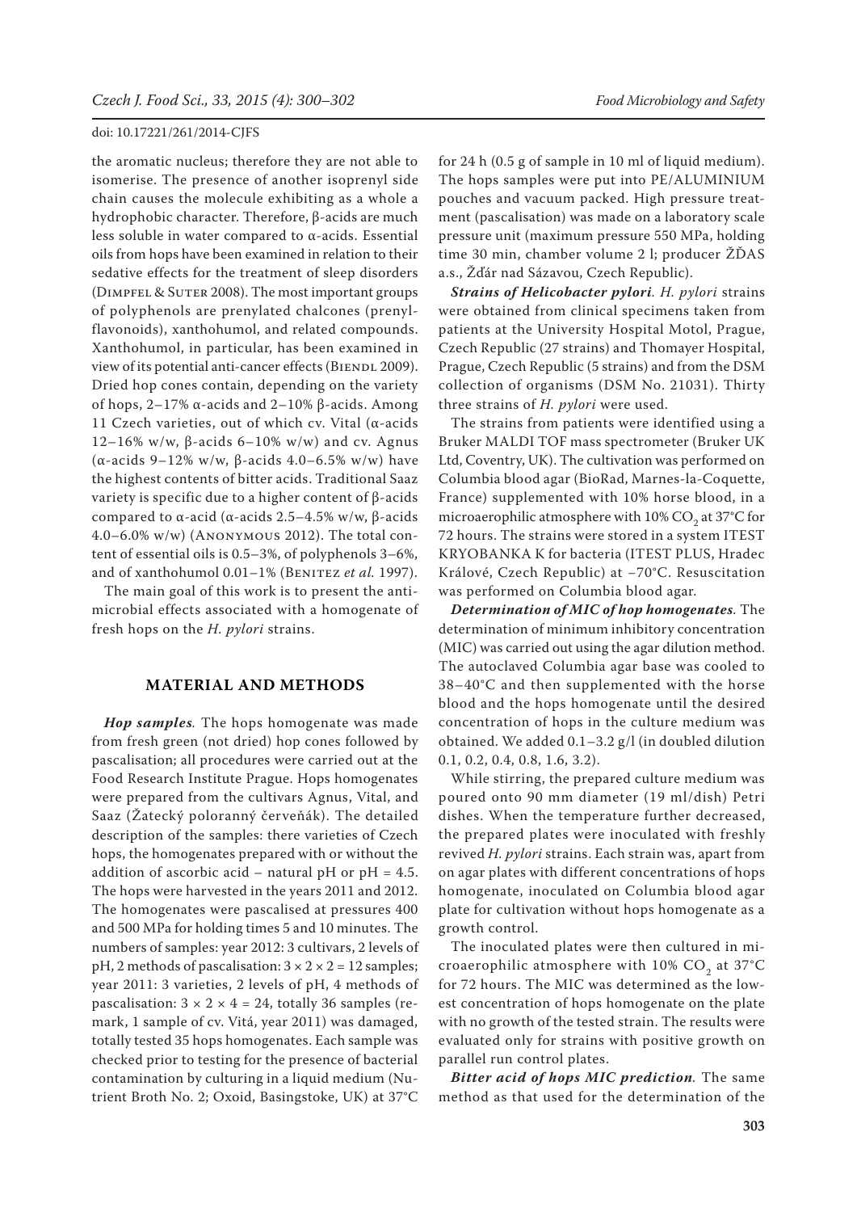the aromatic nucleus; therefore they are not able to isomerise. The presence of another isoprenyl side chain causes the molecule exhibiting as a whole a hydrophobic character. Therefore, β-acids are much less soluble in water compared to α-acids. Essential oils from hops have been examined in relation to their sedative effects for the treatment of sleep disorders (Dimpfel & Suter 2008). The most important groups of polyphenols are prenylated chalcones (prenylflavonoids), xanthohumol, and related compounds. Xanthohumol, in particular, has been examined in view of its potential anti-cancer effects (Biendl 2009). Dried hop cones contain, depending on the variety of hops, 2–17% α-acids and 2–10% β-acids. Among 11 Czech varieties, out of which cv. Vital (α-acids 12–16% w/w, β-acids 6–10% w/w) and cv. Agnus (α-acids 9–12% w/w, β-acids 4.0–6.5% w/w) have the highest contents of bitter acids. Traditional Saaz variety is specific due to a higher content of β-acids compared to α-acid (α-acids 2.5–4.5% w/w, β-acids 4.0–6.0% w/w) (Anonymous 2012). The total content of essential oils is 0.5–3%, of polyphenols 3–6%, and of xanthohumol 0.01–1% (Benitez *et al.* 1997).

The main goal of this work is to present the antimicrobial effects associated with a homogenate of fresh hops on the *H. pylori* strains.

## MATERIAL AND METHODS

***Hop samples.*** The hops homogenate was made from fresh green (not dried) hop cones followed by pascalisation; all procedures were carried out at the Food Research Institute Prague. Hops homogenates were prepared from the cultivars Agnus, Vital, and Saaz (Žatecký poloraný červeňák). The detailed description of the samples: there varieties of Czech hops, the homogenates prepared with or without the addition of ascorbic acid – natural pH or pH = 4.5. The hops were harvested in the years 2011 and 2012. The homogenates were pascalised at pressures 400 and 500 MPa for holding times 5 and 10 minutes. The numbers of samples: year 2012: 3 cultivars, 2 levels of pH, 2 methods of pascalisation: $3 \times 2 \times 2 = 12$ samples; year 2011: 3 varieties, 2 levels of pH, 4 methods of pascalisation: $3 \times 2 \times 4 = 24$, totally 36 samples (remark, 1 sample of cv. Vitá, year 2011) was damaged, totally tested 35 hops homogenates. Each sample was checked prior to testing for the presence of bacterial contamination by culturing in a liquid medium (Nutrient Broth No. 2; Oxoid, Basingstoke, UK) at 37°C for 24 h (0.5 g of sample in 10 ml of liquid medium). The hops samples were put into PE/ALUMINIUM pouches and vacuum packed. High pressure treatment (pascalisation) was made on a laboratory scale pressure unit (maximum pressure 550 MPa, holding time 30 min, chamber volume 2 l; producer ŽĎAS a.s., Žďár nad Sázavou, Czech Republic).

***Strains of Helicobacter pylori.*** *H. pylori* strains were obtained from clinical specimens taken from patients at the University Hospital Motol, Prague, Czech Republic (27 strains) and Thomayer Hospital, Prague, Czech Republic (5 strains) and from the DSM collection of organisms (DSM No. 21031). Thirty three strains of *H. pylori* were used.

The strains from patients were identified using a Bruker MALDI TOF mass spectrometer (Bruker UK Ltd, Coventry, UK). The cultivation was performed on Columbia blood agar (BioRad, Marnes-la-Coquette, France) supplemented with 10% horse blood, in a microaerophilic atmosphere with 10% $CO_2$ at 37°C for 72 hours. The strains were stored in a system ITEST KRYOBANKA K for bacteria (ITEST PLUS, Hradec Králové, Czech Republic) at –70°C. Resuscitation was performed on Columbia blood agar.

***Determination of MIC of hop homogenates.*** The determination of minimum inhibitory concentration (MIC) was carried out using the agar dilution method. The autoclaved Columbia agar base was cooled to 38–40°C and then supplemented with the horse blood and the hops homogenate until the desired concentration of hops in the culture medium was obtained. We added 0.1–3.2 g/l (in doubled dilution 0.1, 0.2, 0.4, 0.8, 1.6, 3.2).

While stirring, the prepared culture medium was poured onto 90 mm diameter (19 ml/dish) Petri dishes. When the temperature further decreased, the prepared plates were inoculated with freshly revived *H. pylori* strains. Each strain was, apart from on agar plates with different concentrations of hops homogenate, inoculated on Columbia blood agar plate for cultivation without hops homogenate as a growth control.

The inoculated plates were then cultured in microaerophilic atmosphere with 10% $CO_2$ at 37°C for 72 hours. The MIC was determined as the lowest concentration of hops homogenate on the plate with no growth of the tested strain. The results were evaluated only for strains with positive growth on parallel run control plates.

***Bitter acid of hops MIC prediction.*** The same method as that used for the determination of the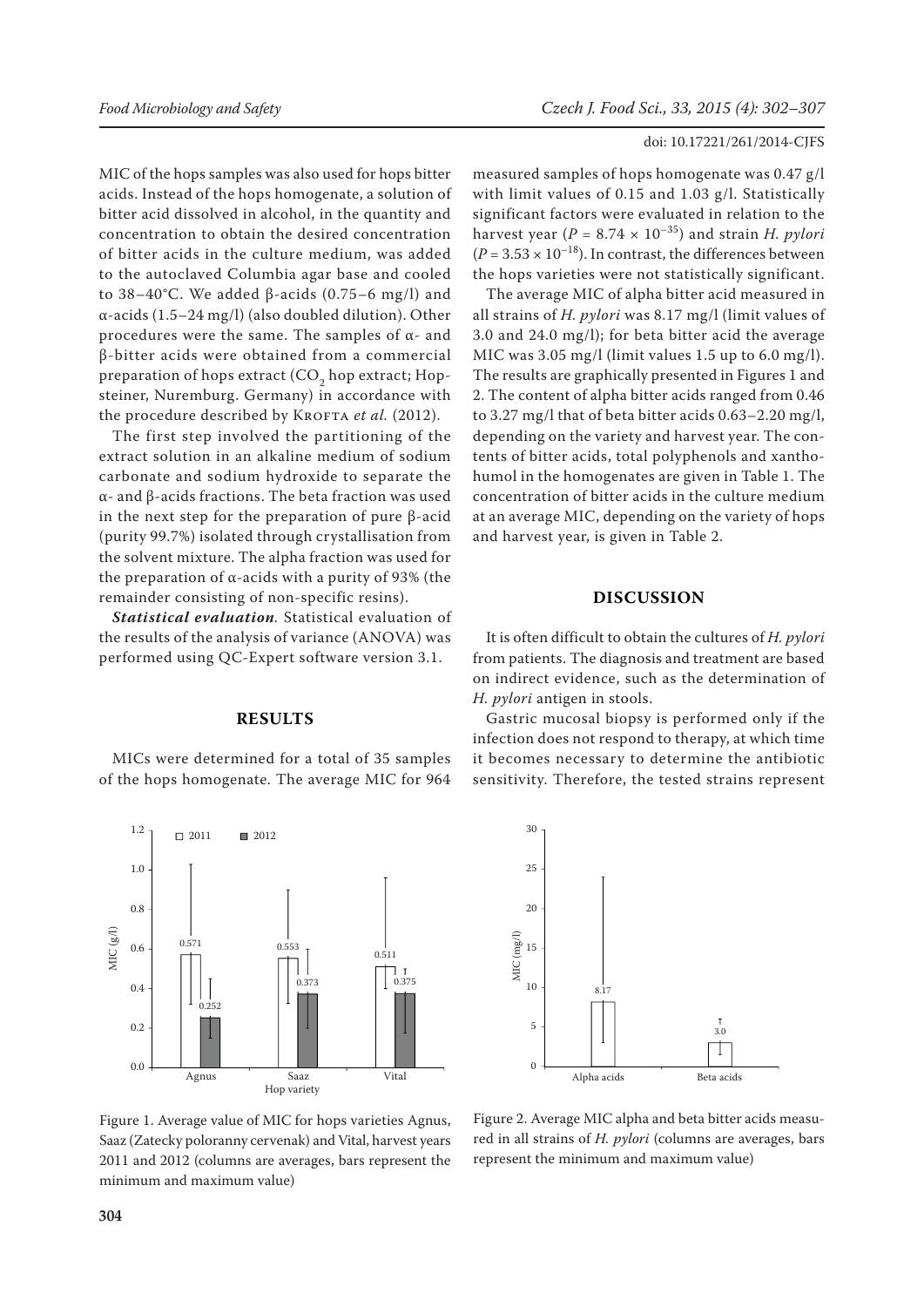MIC of the hops samples was also used for hops bitter acids. Instead of the hops homogenate, a solution of bitter acid dissolved in alcohol, in the quantity and concentration to obtain the desired concentration of bitter acids in the culture medium, was added to the autoclaved Columbia agar base and cooled to 38–40°C. We added β-acids (0.75–6 mg/l) and α-acids (1.5–24 mg/l) (also doubled dilution). Other procedures were the same. The samples of α- and β-bitter acids were obtained from a commercial preparation of hops extract ($CO_2$ hop extract; Hopsteiner, Nuremburg. Germany) in accordance with the procedure described by Krofta *et al.* (2012).

The first step involved the partitioning of the extract solution in an alkaline medium of sodium carbonate and sodium hydroxide to separate the α- and β-acids fractions. The beta fraction was used in the next step for the preparation of pure β-acid (purity 99.7%) isolated through crystallisation from the solvent mixture. The alpha fraction was used for the preparation of α-acids with a purity of 93% (the remainder consisting of non-specific resins).

***Statistical evaluation.*** Statistical evaluation of the results of the analysis of variance (ANOVA) was performed using QC-Expert software version 3.1.

## RESULTS

MICs were determined for a total of 35 samples of the hops homogenate. The average MIC for 964 measured samples of hops homogenate was 0.47 g/l with limit values of 0.15 and 1.03 g/l. Statistically significant factors were evaluated in relation to the harvest year ($P = 8.74 \times 10^{-35}$) and strain *H. pylori* ($P = 3.53 \times 10^{-18}$). In contrast, the differences between the hops varieties were not statistically significant.

The average MIC of alpha bitter acid measured in all strains of *H. pylori* was 8.17 mg/l (limit values of 3.0 and 24.0 mg/l); for beta bitter acid the average MIC was 3.05 mg/l (limit values 1.5 up to 6.0 mg/l). The results are graphically presented in Figures 1 and 2. The content of alpha bitter acids ranged from 0.46 to 3.27 mg/l that of beta bitter acids 0.63–2.20 mg/l, depending on the variety and harvest year. The contents of bitter acids, total polyphenols and xanthohumol in the homogenates are given in Table 1. The concentration of bitter acids in the culture medium at an average MIC, depending on the variety of hops and harvest year, is given in Table 2.

Figure 1. Average value of MIC for hops varieties Agnus, Saaz (Zatecky poloranny cervenak) and Vital, harvest years 2011 and 2012 (columns are averages, bars represent the minimum and maximum value)

Figure 2. Average MIC alpha and beta bitter acids measured in all strains of *H. pylori* (columns are averages, bars represent the minimum and maximum value)

## DISCUSSION

It is often difficult to obtain the cultures of *H. pylori* from patients. The diagnosis and treatment are based on indirect evidence, such as the determination of *H. pylori* antigen in stools.

Gastric mucosal biopsy is performed only if the infection does not respond to therapy, at which time it becomes necessary to determine the antibiotic sensitivity. Therefore, the tested strains represent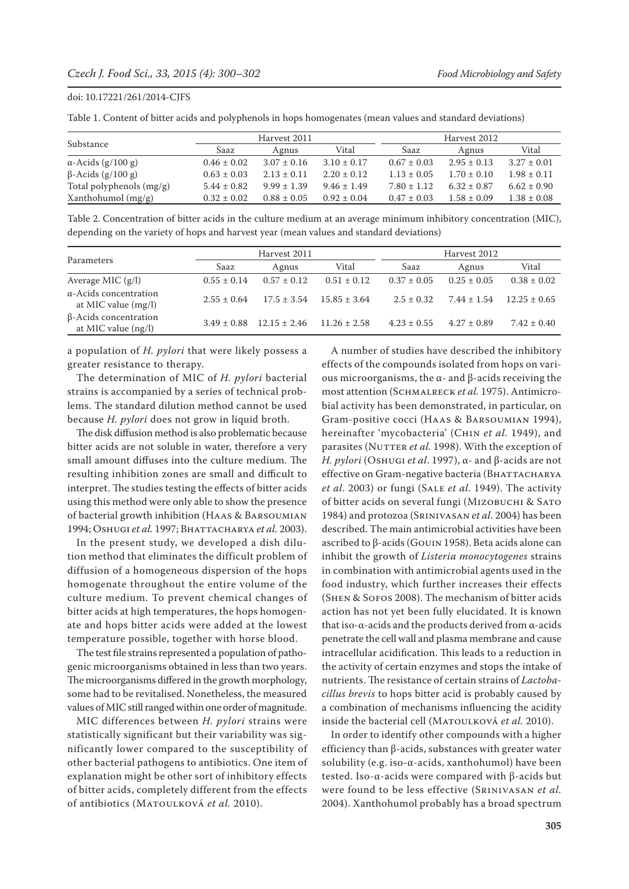Table 1. Content of bitter acids and polyphenols in hops homogenates (mean values and standard deviations)

| Substance | Harvest 2011 | | | Harvest 2012 | | |
|---|---|---|---|---|---|---|
| | Saaz | Agnus | Vital | Saaz | Agnus | Vital |
| α-Acids (g/100 g) | 0.46 ± 0.02 | 3.07 ± 0.16 | 3.10 ± 0.17 | 0.67 ± 0.03 | 2.95 ± 0.13 | 3.27 ± 0.01 |
| β-Acids (g/100 g) | 0.63 ± 0.03 | 2.13 ± 0.11 | 2.20 ± 0.12 | 1.13 ± 0.05 | 1.70 ± 0.10 | 1.98 ± 0.11 |
| Total polyphenols (mg/g) | 5.44 ± 0.82 | 9.99 ± 1.39 | 9.46 ± 1.49 | 7.80 ± 1.12 | 6.32 ± 0.87 | 6.62 ± 0.90 |
| Xanthohumol (mg/g) | 0.32 ± 0.02 | 0.88 ± 0.05 | 0.92 ± 0.04 | 0.47 ± 0.03 | 1.58 ± 0.09 | 1.38 ± 0.08 |

Table 2. Concentration of bitter acids in the culture medium at an average minimum inhibitory concentration (MIC), depending on the variety of hops and harvest year (mean values and standard deviations)

| Parameters | Harvest 2011 | | | Harvest 2012 | | |
|---|---|---|---|---|---|---|
| | Saaz | Agnus | Vital | Saaz | Agnus | Vital |
| Average MIC (g/l) | 0.55 ± 0.14 | 0.57 ± 0.12 | 0.51 ± 0.12 | 0.37 ± 0.05 | 0.25 ± 0.05 | 0.38 ± 0.02 |
| α-Acids concentration at MIC value (mg/l) | 2.55 ± 0.64 | 17.5 ± 3.54 | 15.85 ± 3.64 | 2.5 ± 0.32 | 7.44 ± 1.54 | 12.25 ± 0.65 |
| β-Acids concentration at MIC value (ng/l) | 3.49 ± 0.88 | 12.15 ± 2.46 | 11.26 ± 2.58 | 4.23 ± 0.55 | 4.27 ± 0.89 | 7.42 ± 0.40 |

a population of *H. pylori* that were likely possess a greater resistance to therapy.

The determination of MIC of *H. pylori* bacterial strains is accompanied by a series of technical problems. The standard dilution method cannot be used because *H. pylori* does not grow in liquid broth.

The disk diffusion method is also problematic because bitter acids are not soluble in water, therefore a very small amount diffuses into the culture medium. The resulting inhibition zones are small and difficult to interpret. The studies testing the effects of bitter acids using this method were only able to show the presence of bacterial growth inhibition (Haas & Barsoumian 1994; Oshugi *et al.* 1997; Bhattacharya *et al.* 2003).

In the present study, we developed a dish dilution method that eliminates the difficult problem of diffusion of a homogeneous dispersion of the hops homogenate throughout the entire volume of the culture medium. To prevent chemical changes of bitter acids at high temperatures, the hops homogenate and hops bitter acids were added at the lowest temperature possible, together with horse blood.

The test file strains represented a population of pathogenic microorganisms obtained in less than two years. The microorganisms differed in the growth morphology, some had to be revitalised. Nonetheless, the measured values of MIC still ranged within one order of magnitude.

MIC differences between *H. pylori* strains were statistically significant but their variability was significantly lower compared to the susceptibility of other bacterial pathogens to antibiotics. One item of explanation might be other sort of inhibitory effects of bitter acids, completely different from the effects of antibiotics (Matoulková *et al.* 2010).

A number of studies have described the inhibitory effects of the compounds isolated from hops on various microorganisms, the α- and β-acids receiving the most attention (Schmalreck *et al.* 1975). Antimicrobial activity has been demonstrated, in particular, on Gram-positive cocci (Haas & Barsoumian 1994), hereinafter 'mycobacteria' (Chin *et al.* 1949), and parasites (Nutter *et al.* 1998). With the exception of *H. pylori* (Oshugi *et al*. 1997), α- and β-acids are not effective on Gram-negative bacteria (Bhattacharya *et al*. 2003) or fungi (Sale *et al.* 1949). The activity of bitter acids on several fungi (Mizobuchi & Sato 1984) and protozoa (Srinivasan *et al*. 2004) has been described. The main antimicrobial activities have been ascribed to β-acids (Gouin 1958). Beta acids alone can inhibit the growth of *Listeria monocytogenes* strains in combination with antimicrobial agents used in the food industry, which further increases their effects (Shen & Sofos 2008). The mechanism of bitter acids action has not yet been fully elucidated. It is known that iso-α-acids and the products derived from α-acids penetrate the cell wall and plasma membrane and cause intracellular acidification. This leads to a reduction in the activity of certain enzymes and stops the intake of nutrients. The resistance of certain strains of *Lactobacillus brevis* to hops bitter acid is probably caused by a combination of mechanisms influencing the acidity inside the bacterial cell (Matoulková *et al.* 2010).

In order to identify other compounds with a higher efficiency than β-acids, substances with greater water solubility (e.g. iso-α-acids, xanthohumol) have been tested. Iso-α-acids were compared with β-acids but were found to be less effective (Srinivasan *et al.* 2004). Xanthohumol probably has a broad spectrum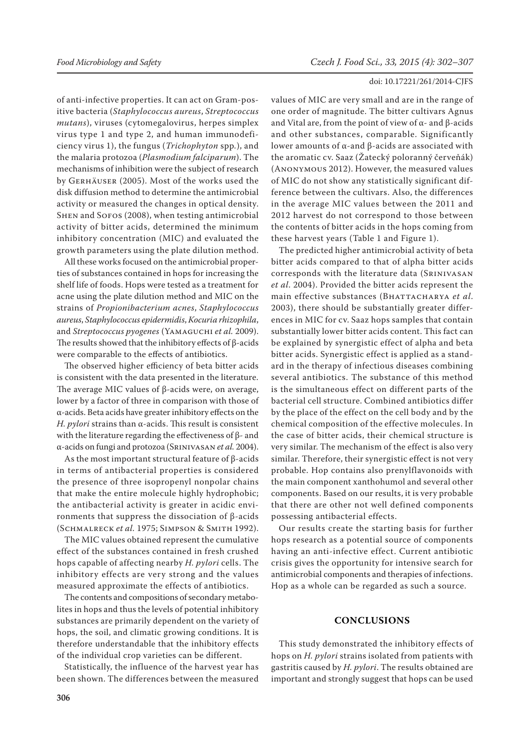of anti-infective properties. It can act on Gram-positive bacteria (*Staphylococcus aureus*, *Streptococcus mutans*), viruses (cytomegalovirus, herpes simplex virus type 1 and type 2, and human immunodeficiency virus 1), the fungus (*Trichophyton* spp.), and the malaria protozoa (*Plasmodium falciparum*). The mechanisms of inhibition were the subject of research by Gerhäuser (2005). Most of the works used the disk diffusion method to determine the antimicrobial activity or measured the changes in optical density. Shen and Sofos (2008), when testing antimicrobial activity of bitter acids, determined the minimum inhibitory concentration (MIC) and evaluated the growth parameters using the plate dilution method.

All these works focused on the antimicrobial properties of substances contained in hops for increasing the shelf life of foods. Hops were tested as a treatment for acne using the plate dilution method and MIC on the strains of *Propionibacterium acnes*, *Staphylococcus aureus*, *Staphylococcus epidermidis*, *Kocuria rhizophila*, and *Streptococcus pyogenes* (Yamaguchi *et al.* 2009). The results showed that the inhibitory effects of β-acids were comparable to the effects of antibiotics.

The observed higher efficiency of beta bitter acids is consistent with the data presented in the literature. The average MIC values of β-acids were, on average, lower by a factor of three in comparison with those of α-acids. Beta acids have greater inhibitory effects on the *H. pylori* strains than α-acids. This result is consistent with the literature regarding the effectiveness of β- and α-acids on fungi and protozoa (Srinivasan *et al.* 2004).

As the most important structural feature of β-acids in terms of antibacterial properties is considered the presence of three isopropenyl nonpolar chains that make the entire molecule highly hydrophobic; the antibacterial activity is greater in acidic environments that suppress the dissociation of β-acids (Schmalreck *et al.* 1975; Simpson & Smith 1992).

The MIC values obtained represent the cumulative effect of the substances contained in fresh crushed hops capable of affecting nearby *H. pylori* cells. The inhibitory effects are very strong and the values measured approximate the effects of antibiotics.

The contents and compositions of secondary metabolites in hops and thus the levels of potential inhibitory substances are primarily dependent on the variety of hops, the soil, and climatic growing conditions. It is therefore understandable that the inhibitory effects of the individual crop varieties can be different.

Statistically, the influence of the harvest year has been shown. The differences between the measured values of MIC are very small and are in the range of one order of magnitude. The bitter cultivars Agnus and Vital are, from the point of view of α- and β-acids and other substances, comparable. Significantly lower amounts of α-and β-acids are associated with the aromatic cv. Saaz (Žatecký poloranný červeňák) (Anonymous 2012). However, the measured values of MIC do not show any statistically significant difference between the cultivars. Also, the differences in the average MIC values between the 2011 and 2012 harvest do not correspond to those between the contents of bitter acids in the hops coming from these harvest years (Table 1 and Figure 1).

The predicted higher antimicrobial activity of beta bitter acids compared to that of alpha bitter acids corresponds with the literature data (Srinivasan *et al*. 2004). Provided the bitter acids represent the main effective substances (Bhattacharya *et al*. 2003), there should be substantially greater differences in MIC for cv. Saaz hops samples that contain substantially lower bitter acids content. This fact can be explained by synergistic effect of alpha and beta bitter acids. Synergistic effect is applied as a standard in the therapy of infectious diseases combining several antibiotics. The substance of this method is the simultaneous effect on different parts of the bacterial cell structure. Combined antibiotics differ by the place of the effect on the cell body and by the chemical composition of the effective molecules. In the case of bitter acids, their chemical structure is very similar. The mechanism of the effect is also very similar. Therefore, their synergistic effect is not very probable. Hop contains also prenylflavonoids with the main component xanthohumol and several other components. Based on our results, it is very probable that there are other not well defined components possessing antibacterial effects.

Our results create the starting basis for further hops research as a potential source of components having an anti-infective effect. Current antibiotic crisis gives the opportunity for intensive search for antimicrobial components and therapies of infections. Hop as a whole can be regarded as such a source.

## CONCLUSIONS

This study demonstrated the inhibitory effects of hops on *H. pylori* strains isolated from patients with gastritis caused by *H. pylori*. The results obtained are important and strongly suggest that hops can be used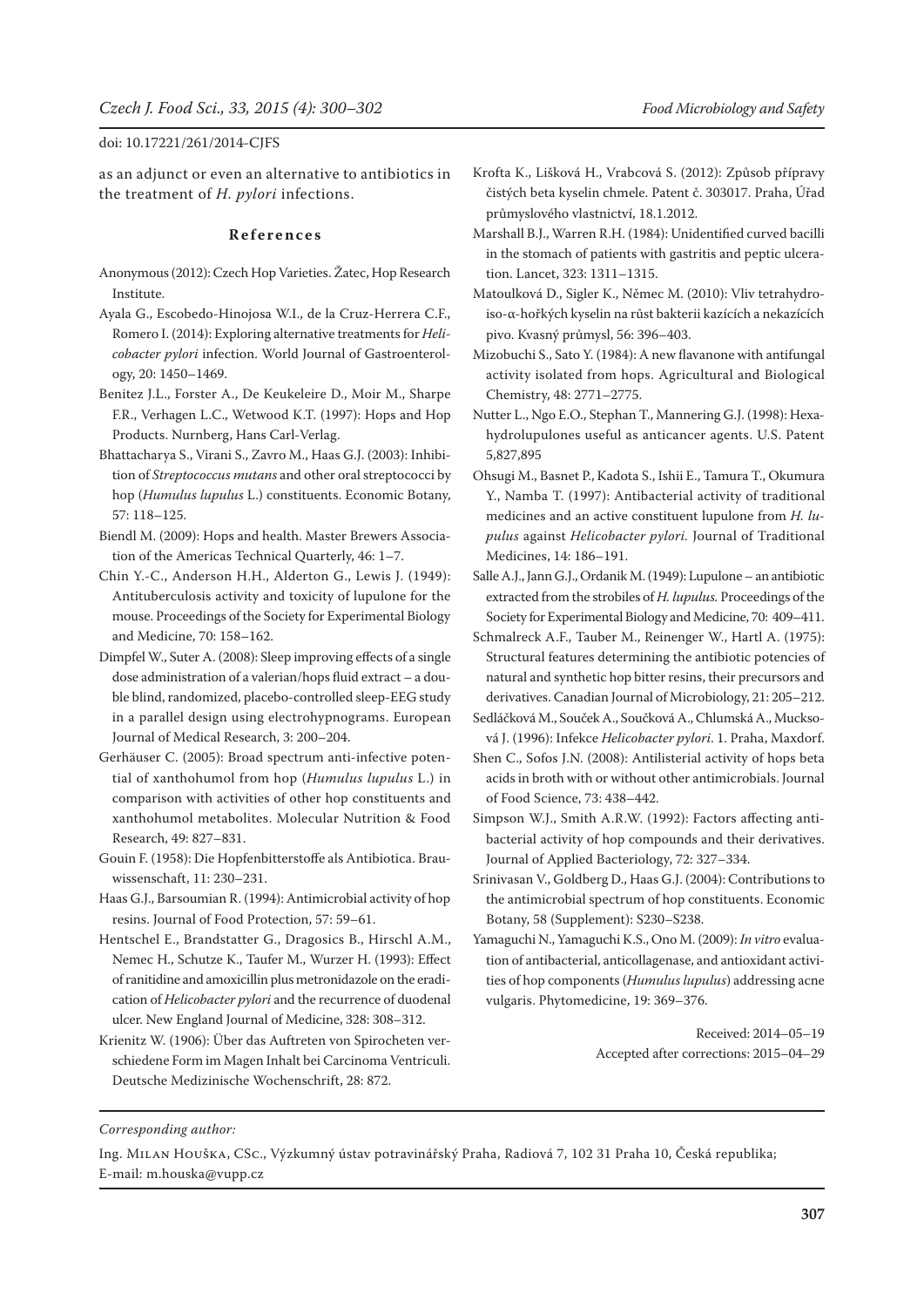as an adjunct or even an alternative to antibiotics in the treatment of *H. pylori* infections.

## References

Anonymous (2012): Czech Hop Varieties. Žatec, Hop Research Institute.

Ayala G., Escobedo-Hinojosa W.I., de la Cruz-Herrera C.F., Romero I. (2014): Exploring alternative treatments for *Helicobacter pylori* infection. World Journal of Gastroenterology, 20: 1450–1469.

Benitez J.L., Forster A., De Keukeleire D., Moir M., Sharpe F.R., Verhagen L.C., Wetwood K.T. (1997): Hops and Hop Products. Nurnberg, Hans Carl-Verlag.

Bhattacharya S., Virani S., Zavro M., Haas G.J. (2003): Inhibition of *Streptococcus mutans* and other oral streptococci by hop (*Humulus lupulus* L.) constituents. Economic Botany, 57: 118–125.

Biendl M. (2009): Hops and health. Master Brewers Association of the Americas Technical Quarterly, 46: 1–7.

Chin Y.-C., Anderson H.H., Alderton G., Lewis J. (1949): Antituberculosis activity and toxicity of lupulone for the mouse. Proceedings of the Society for Experimental Biology and Medicine, 70: 158–162.

Dimpfel W., Suter A. (2008): Sleep improving effects of a single dose administration of a valerian/hops fluid extract – a double blind, randomized, placebo-controlled sleep-EEG study in a parallel design using electrohypnograms. European Journal of Medical Research, 3: 200–204.

Gerhäuser C. (2005): Broad spectrum anti-infective potential of xanthohumol from hop (*Humulus lupulus* L.) in comparison with activities of other hop constituents and xanthohumol metabolites. Molecular Nutrition & Food Research, 49: 827–831.

Gouin F. (1958): Die Hopfenbitterstoffe als Antibiotica. Brauwissenschaft, 11: 230–231.

Haas G.J., Barsoumian R. (1994): Antimicrobial activity of hop resins. Journal of Food Protection, 57: 59–61.

Hentschel E., Brandstatter G., Dragosics B., Hirschl A.M., Nemec H., Schutze K., Taufer M., Wurzer H. (1993): Effect of ranitidine and amoxicillin plus metronidazole on the eradication of *Helicobacter pylori* and the recurrence of duodenal ulcer. New England Journal of Medicine, 328: 308–312.

Krienitz W. (1906): Über das Auftreten von Spirocheten verschiedene Form im Magen Inhalt bei Carcinoma Ventriculi. Deutsche Medizinische Wochenschrift, 28: 872.

Krofta K., Lišková H., Vrabcová S. (2012): Způsob přípravy čistých beta kyselin chmele. Patent č. 303017. Praha, Úřad průmyslového vlastnictví, 18.1.2012.

Marshall B.J., Warren R.H. (1984): Unidentified curved bacilli in the stomach of patients with gastritis and peptic ulceration. Lancet, 323: 1311–1315.

Matoulková D., Sigler K., Němec M. (2010): Vliv tetrahydro-iso-α-hořkých kyselin na růst bakterii kazících a nekazících pivo. Kvasný průmysl, 56: 396–403.

Mizobuchi S., Sato Y. (1984): A new flavanone with antifungal activity isolated from hops. Agricultural and Biological Chemistry, 48: 2771–2775.

Nutter L., Ngo E.O., Stephan T., Mannering G.J. (1998): Hexahydrolupulones useful as anticancer agents. U.S. Patent 5,827,895

Ohsugi M., Basnet P., Kadota S., Ishii E., Tamura T., Okumura Y., Namba T. (1997): Antibacterial activity of traditional medicines and an active constituent lupulone from *H. lupulus* against *Helicobacter pylori.* Journal of Traditional Medicines, 14: 186–191.

Salle A.J., Jann G.J., Ordanik M. (1949): Lupulone – an antibiotic extracted from the strobiles of *H. lupulus.* Proceedings of the Society for Experimental Biology and Medicine, 70: 409–411.

Schmalreck A.F., Tauber M., Reinenger W., Hartl A. (1975): Structural features determining the antibiotic potencies of natural and synthetic hop bitter resins, their precursors and derivatives. Canadian Journal of Microbiology, 21: 205–212.

Sedláčková M., Souček A., Součková A., Chlumská A., Mucksová J. (1996): Infekce *Helicobacter pylori.* 1. Praha, Maxdorf.

Shen C., Sofos J.N. (2008): Antilisterial activity of hops beta acids in broth with or without other antimicrobials. Journal of Food Science, 73: 438–442.

Simpson W.J., Smith A.R.W. (1992): Factors affecting antibacterial activity of hop compounds and their derivatives. Journal of Applied Bacteriology, 72: 327–334.

Srinivasan V., Goldberg D., Haas G.J. (2004): Contributions to the antimicrobial spectrum of hop constituents. Economic Botany, 58 (Supplement): S230–S238.

Yamaguchi N., Yamaguchi K.S., Ono M. (2009): *In vitro* evaluation of antibacterial, anticollagenase, and antioxidant activities of hop components (*Humulus lupulus*) addressing acne vulgaris. Phytomedicine, 19: 369–376.

Received: 2014–05–19
Accepted after corrections: 2015–04–29

*Corresponding author:*

Ing. Milan Houška, CSc., Výzkumný ústav potravinářský Praha, Radiová 7, 102 31 Praha 10, Česká republika; E-mail: m.houska@vupp.cz